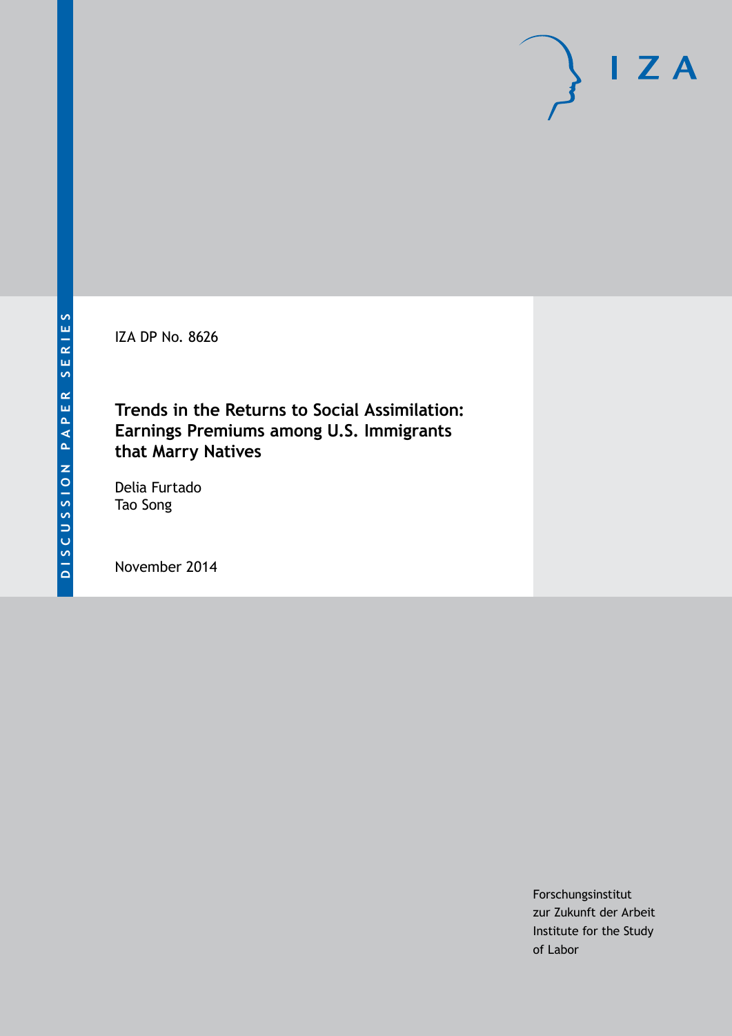DISCUSSION PAPER SERIES

IZA

IZA DP No. 8626

# Trends in the Returns to Social Assimilation: Earnings Premiums among U.S. Immigrants that Marry Natives

Delia Furtado
Tao Song

November 2014

Forschungsinstitut
zur Zukunft der Arbeit
Institute for the Study
of Labor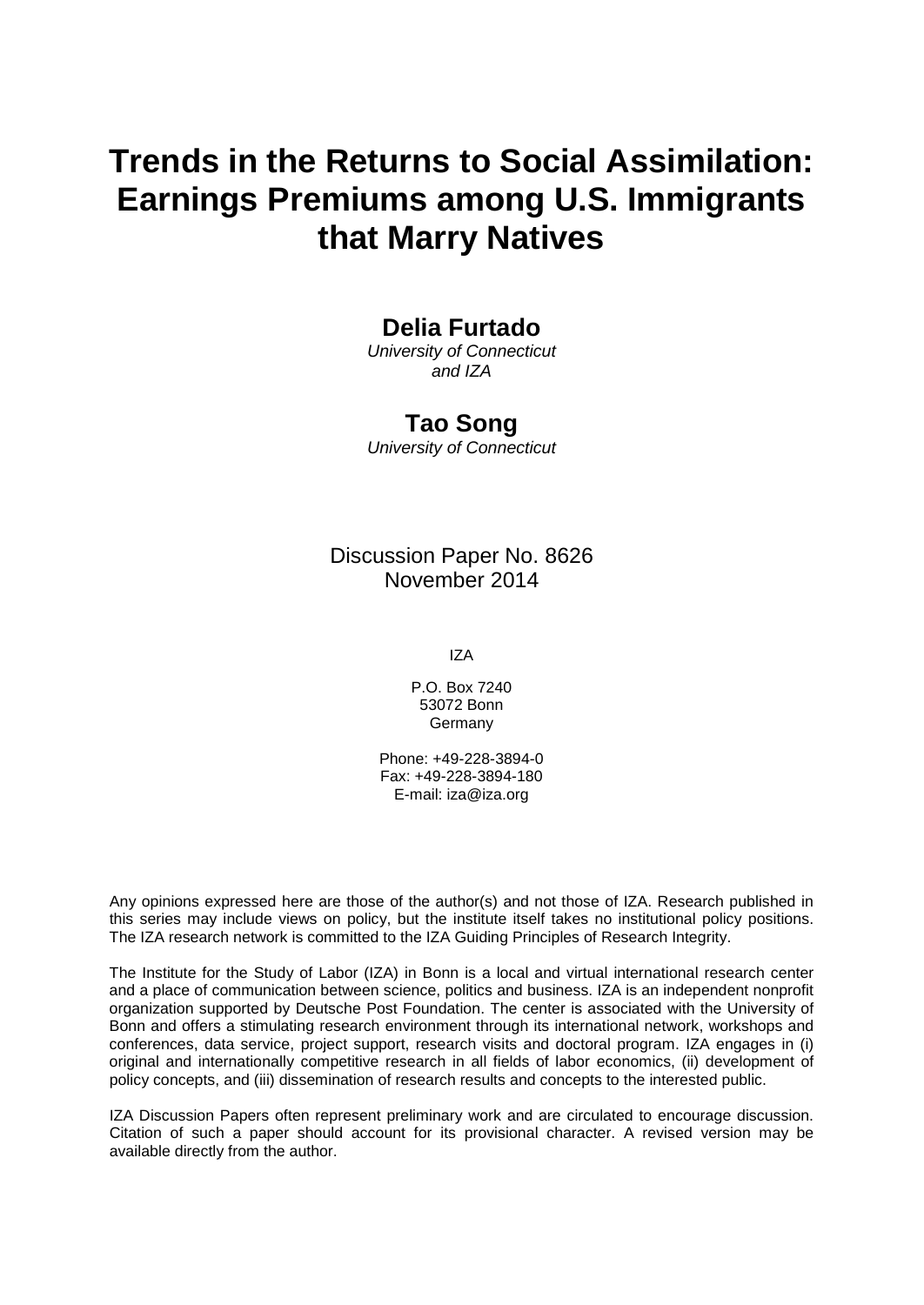# Trends in the Returns to Social Assimilation: Earnings Premiums among U.S. Immigrants that Marry Natives

**Delia Furtado**
*University of Connecticut and IZA*

**Tao Song**
*University of Connecticut*

Discussion Paper No. 8626
November 2014

IZA

P.O. Box 7240
53072 Bonn
Germany

Phone: +49-228-3894-0
Fax: +49-228-3894-180
E-mail: iza@iza.org

Any opinions expressed here are those of the author(s) and not those of IZA. Research published in this series may include views on policy, but the institute itself takes no institutional policy positions. The IZA research network is committed to the IZA Guiding Principles of Research Integrity.

The Institute for the Study of Labor (IZA) in Bonn is a local and virtual international research center and a place of communication between science, politics and business. IZA is an independent nonprofit organization supported by Deutsche Post Foundation. The center is associated with the University of Bonn and offers a stimulating research environment through its international network, workshops and conferences, data service, project support, research visits and doctoral program. IZA engages in (i) original and internationally competitive research in all fields of labor economics, (ii) development of policy concepts, and (iii) dissemination of research results and concepts to the interested public.

IZA Discussion Papers often represent preliminary work and are circulated to encourage discussion. Citation of such a paper should account for its provisional character. A revised version may be available directly from the author.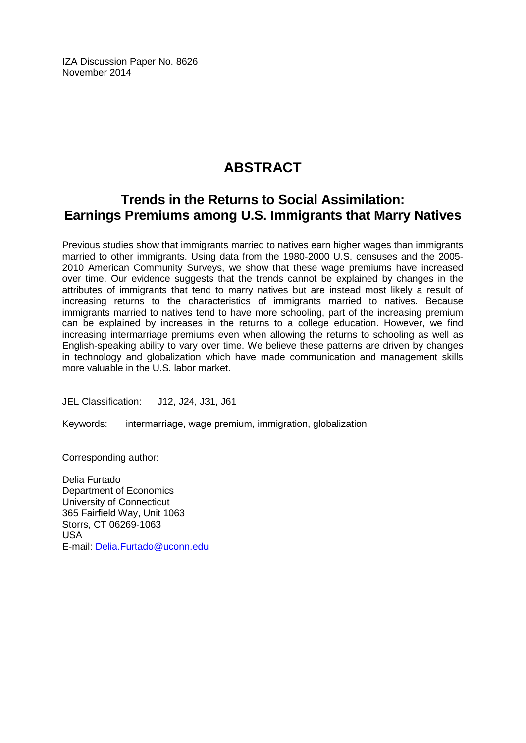IZA Discussion Paper No. 8626
November 2014

# ABSTRACT

## Trends in the Returns to Social Assimilation: Earnings Premiums among U.S. Immigrants that Marry Natives

Previous studies show that immigrants married to natives earn higher wages than immigrants married to other immigrants. Using data from the 1980-2000 U.S. censuses and the 2005-2010 American Community Surveys, we show that these wage premiums have increased over time. Our evidence suggests that the trends cannot be explained by changes in the attributes of immigrants that tend to marry natives but are instead most likely a result of increasing returns to the characteristics of immigrants married to natives. Because immigrants married to natives tend to have more schooling, part of the increasing premium can be explained by increases in the returns to a college education. However, we find increasing intermarriage premiums even when allowing the returns to schooling as well as English-speaking ability to vary over time. We believe these patterns are driven by changes in technology and globalization which have made communication and management skills more valuable in the U.S. labor market.

JEL Classification: J12, J24, J31, J61

Keywords: intermarriage, wage premium, immigration, globalization

Corresponding author:

Delia Furtado
Department of Economics
University of Connecticut
365 Fairfield Way, Unit 1063
Storrs, CT 06269-1063
USA
E-mail: Delia.Furtado@uconn.edu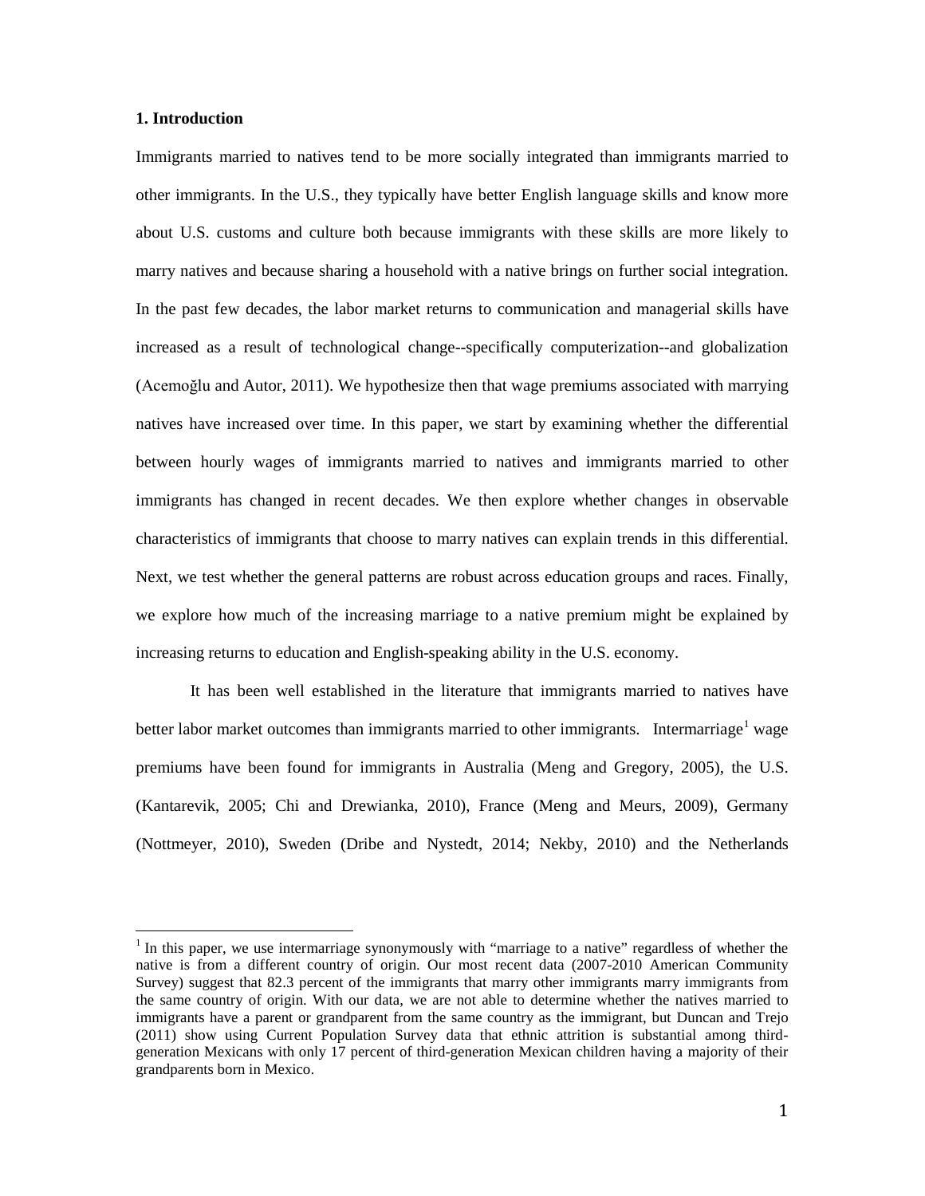## 1. Introduction

Immigrants married to natives tend to be more socially integrated than immigrants married to other immigrants. In the U.S., they typically have better English language skills and know more about U.S. customs and culture both because immigrants with these skills are more likely to marry natives and because sharing a household with a native brings on further social integration. In the past few decades, the labor market returns to communication and managerial skills have increased as a result of technological change--specifically computerization--and globalization (Acemoğlu and Autor, 2011). We hypothesize then that wage premiums associated with marrying natives have increased over time. In this paper, we start by examining whether the differential between hourly wages of immigrants married to natives and immigrants married to other immigrants has changed in recent decades. We then explore whether changes in observable characteristics of immigrants that choose to marry natives can explain trends in this differential. Next, we test whether the general patterns are robust across education groups and races. Finally, we explore how much of the increasing marriage to a native premium might be explained by increasing returns to education and English-speaking ability in the U.S. economy.

It has been well established in the literature that immigrants married to natives have better labor market outcomes than immigrants married to other immigrants. Intermarriage[1] wage premiums have been found for immigrants in Australia (Meng and Gregory, 2005), the U.S. (Kantarevik, 2005; Chi and Drewianka, 2010), France (Meng and Meurs, 2009), Germany (Nottmeyer, 2010), Sweden (Dribe and Nystedt, 2014; Nekby, 2010) and the Netherlands

[1] In this paper, we use intermarriage synonymously with "marriage to a native" regardless of whether the native is from a different country of origin. Our most recent data (2007-2010 American Community Survey) suggest that 82.3 percent of the immigrants that marry other immigrants marry immigrants from the same country of origin. With our data, we are not able to determine whether the natives married to immigrants have a parent or grandparent from the same country as the immigrant, but Duncan and Trejo (2011) show using Current Population Survey data that ethnic attrition is substantial among third-generation Mexicans with only 17 percent of third-generation Mexican children having a majority of their grandparents born in Mexico.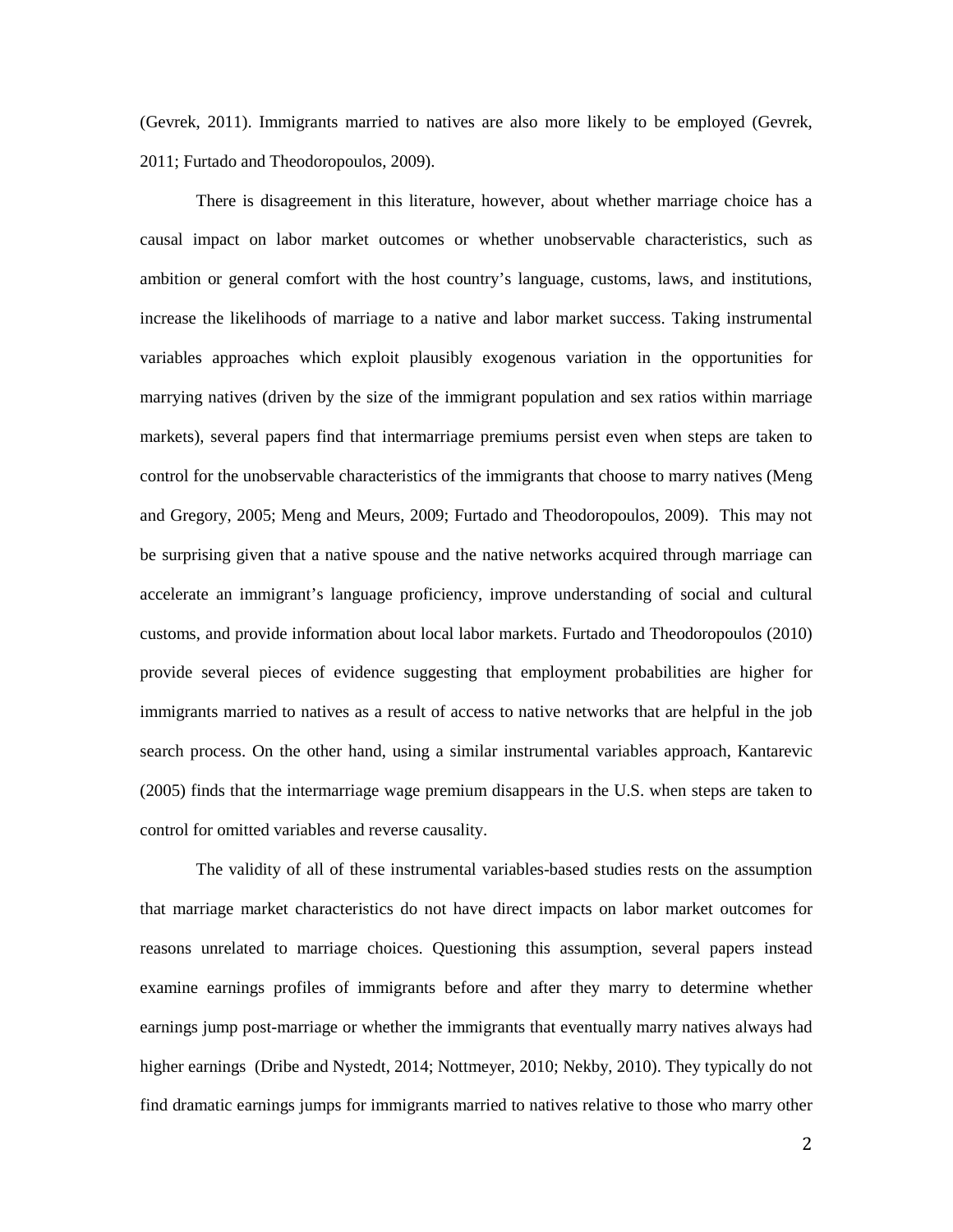(Gevrek, 2011). Immigrants married to natives are also more likely to be employed (Gevrek, 2011; Furtado and Theodoropoulos, 2009).

There is disagreement in this literature, however, about whether marriage choice has a causal impact on labor market outcomes or whether unobservable characteristics, such as ambition or general comfort with the host country's language, customs, laws, and institutions, increase the likelihoods of marriage to a native and labor market success. Taking instrumental variables approaches which exploit plausibly exogenous variation in the opportunities for marrying natives (driven by the size of the immigrant population and sex ratios within marriage markets), several papers find that intermarriage premiums persist even when steps are taken to control for the unobservable characteristics of the immigrants that choose to marry natives (Meng and Gregory, 2005; Meng and Meurs, 2009; Furtado and Theodoropoulos, 2009). This may not be surprising given that a native spouse and the native networks acquired through marriage can accelerate an immigrant's language proficiency, improve understanding of social and cultural customs, and provide information about local labor markets. Furtado and Theodoropoulos (2010) provide several pieces of evidence suggesting that employment probabilities are higher for immigrants married to natives as a result of access to native networks that are helpful in the job search process. On the other hand, using a similar instrumental variables approach, Kantarevic (2005) finds that the intermarriage wage premium disappears in the U.S. when steps are taken to control for omitted variables and reverse causality.

The validity of all of these instrumental variables-based studies rests on the assumption that marriage market characteristics do not have direct impacts on labor market outcomes for reasons unrelated to marriage choices. Questioning this assumption, several papers instead examine earnings profiles of immigrants before and after they marry to determine whether earnings jump post-marriage or whether the immigrants that eventually marry natives always had higher earnings (Dribe and Nystedt, 2014; Nottmeyer, 2010; Nekby, 2010). They typically do not find dramatic earnings jumps for immigrants married to natives relative to those who marry other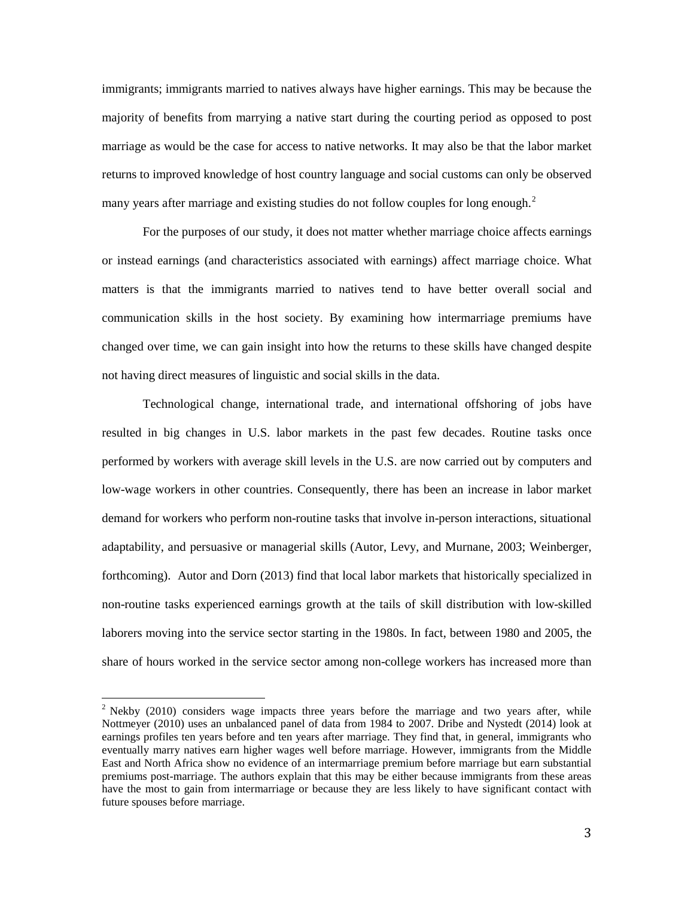immigrants; immigrants married to natives always have higher earnings. This may be because the majority of benefits from marrying a native start during the courting period as opposed to post marriage as would be the case for access to native networks. It may also be that the labor market returns to improved knowledge of host country language and social customs can only be observed many years after marriage and existing studies do not follow couples for long enough.[2]

For the purposes of our study, it does not matter whether marriage choice affects earnings or instead earnings (and characteristics associated with earnings) affect marriage choice. What matters is that the immigrants married to natives tend to have better overall social and communication skills in the host society. By examining how intermarriage premiums have changed over time, we can gain insight into how the returns to these skills have changed despite not having direct measures of linguistic and social skills in the data.

Technological change, international trade, and international offshoring of jobs have resulted in big changes in U.S. labor markets in the past few decades. Routine tasks once performed by workers with average skill levels in the U.S. are now carried out by computers and low-wage workers in other countries. Consequently, there has been an increase in labor market demand for workers who perform non-routine tasks that involve in-person interactions, situational adaptability, and persuasive or managerial skills (Autor, Levy, and Murnane, 2003; Weinberger, forthcoming). Autor and Dorn (2013) find that local labor markets that historically specialized in non-routine tasks experienced earnings growth at the tails of skill distribution with low-skilled laborers moving into the service sector starting in the 1980s. In fact, between 1980 and 2005, the share of hours worked in the service sector among non-college workers has increased more than

[2] Nekby (2010) considers wage impacts three years before the marriage and two years after, while Nottmeyer (2010) uses an unbalanced panel of data from 1984 to 2007. Dribe and Nystedt (2014) look at earnings profiles ten years before and ten years after marriage. They find that, in general, immigrants who eventually marry natives earn higher wages well before marriage. However, immigrants from the Middle East and North Africa show no evidence of an intermarriage premium before marriage but earn substantial premiums post-marriage. The authors explain that this may be either because immigrants from these areas have the most to gain from intermarriage or because they are less likely to have significant contact with future spouses before marriage.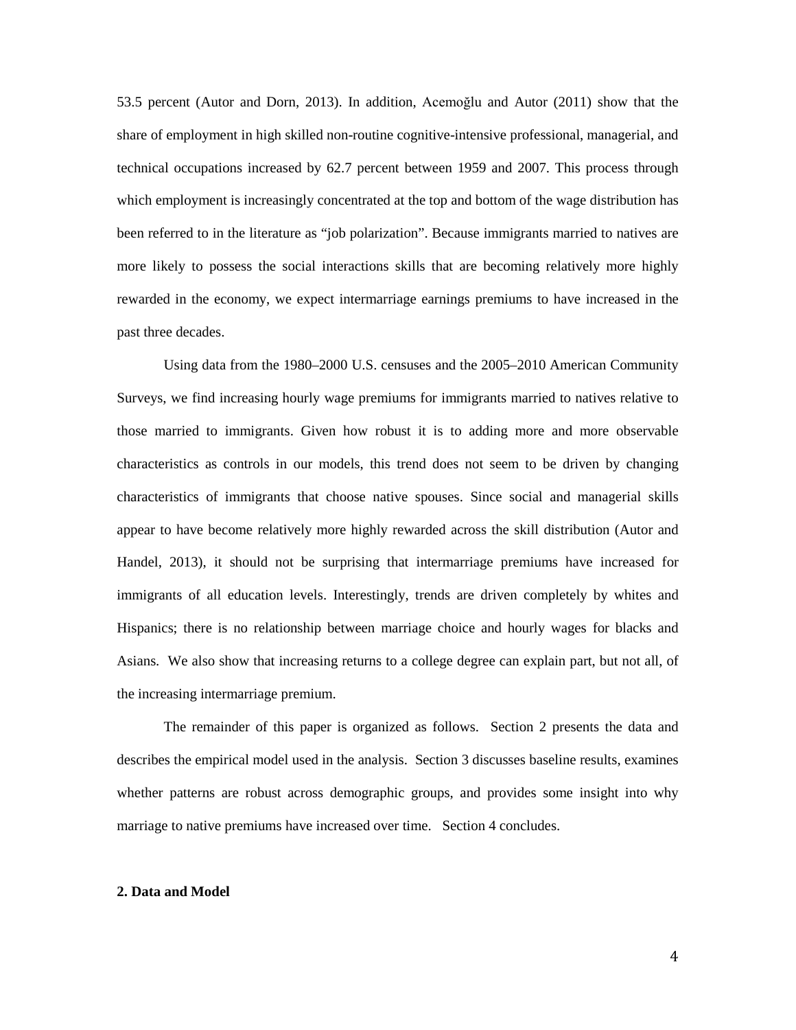53.5 percent (Autor and Dorn, 2013). In addition, Acemoğlu and Autor (2011) show that the share of employment in high skilled non-routine cognitive-intensive professional, managerial, and technical occupations increased by 62.7 percent between 1959 and 2007. This process through which employment is increasingly concentrated at the top and bottom of the wage distribution has been referred to in the literature as "job polarization". Because immigrants married to natives are more likely to possess the social interactions skills that are becoming relatively more highly rewarded in the economy, we expect intermarriage earnings premiums to have increased in the past three decades.

Using data from the 1980–2000 U.S. censuses and the 2005–2010 American Community Surveys, we find increasing hourly wage premiums for immigrants married to natives relative to those married to immigrants. Given how robust it is to adding more and more observable characteristics as controls in our models, this trend does not seem to be driven by changing characteristics of immigrants that choose native spouses. Since social and managerial skills appear to have become relatively more highly rewarded across the skill distribution (Autor and Handel, 2013), it should not be surprising that intermarriage premiums have increased for immigrants of all education levels. Interestingly, trends are driven completely by whites and Hispanics; there is no relationship between marriage choice and hourly wages for blacks and Asians. We also show that increasing returns to a college degree can explain part, but not all, of the increasing intermarriage premium.

The remainder of this paper is organized as follows. Section 2 presents the data and describes the empirical model used in the analysis. Section 3 discusses baseline results, examines whether patterns are robust across demographic groups, and provides some insight into why marriage to native premiums have increased over time. Section 4 concludes.

## 2. Data and Model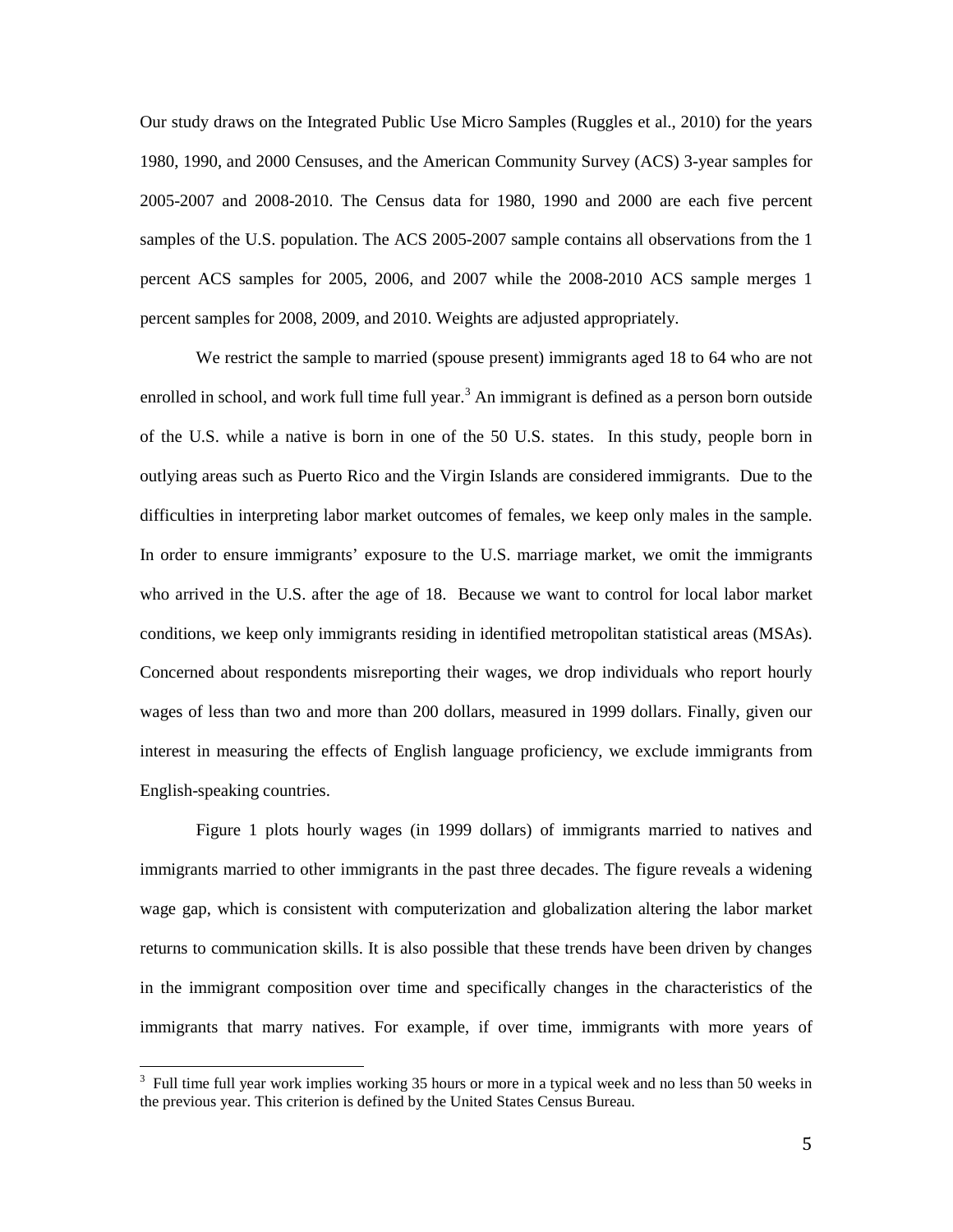Our study draws on the Integrated Public Use Micro Samples (Ruggles et al., 2010) for the years 1980, 1990, and 2000 Censuses, and the American Community Survey (ACS) 3-year samples for 2005-2007 and 2008-2010. The Census data for 1980, 1990 and 2000 are each five percent samples of the U.S. population. The ACS 2005-2007 sample contains all observations from the 1 percent ACS samples for 2005, 2006, and 2007 while the 2008-2010 ACS sample merges 1 percent samples for 2008, 2009, and 2010. Weights are adjusted appropriately.

We restrict the sample to married (spouse present) immigrants aged 18 to 64 who are not enrolled in school, and work full time full year.[3] An immigrant is defined as a person born outside of the U.S. while a native is born in one of the 50 U.S. states. In this study, people born in outlying areas such as Puerto Rico and the Virgin Islands are considered immigrants. Due to the difficulties in interpreting labor market outcomes of females, we keep only males in the sample. In order to ensure immigrants' exposure to the U.S. marriage market, we omit the immigrants who arrived in the U.S. after the age of 18. Because we want to control for local labor market conditions, we keep only immigrants residing in identified metropolitan statistical areas (MSAs). Concerned about respondents misreporting their wages, we drop individuals who report hourly wages of less than two and more than 200 dollars, measured in 1999 dollars. Finally, given our interest in measuring the effects of English language proficiency, we exclude immigrants from English-speaking countries.

Figure 1 plots hourly wages (in 1999 dollars) of immigrants married to natives and immigrants married to other immigrants in the past three decades. The figure reveals a widening wage gap, which is consistent with computerization and globalization altering the labor market returns to communication skills. It is also possible that these trends have been driven by changes in the immigrant composition over time and specifically changes in the characteristics of the immigrants that marry natives. For example, if over time, immigrants with more years of

[3] Full time full year work implies working 35 hours or more in a typical week and no less than 50 weeks in the previous year. This criterion is defined by the United States Census Bureau.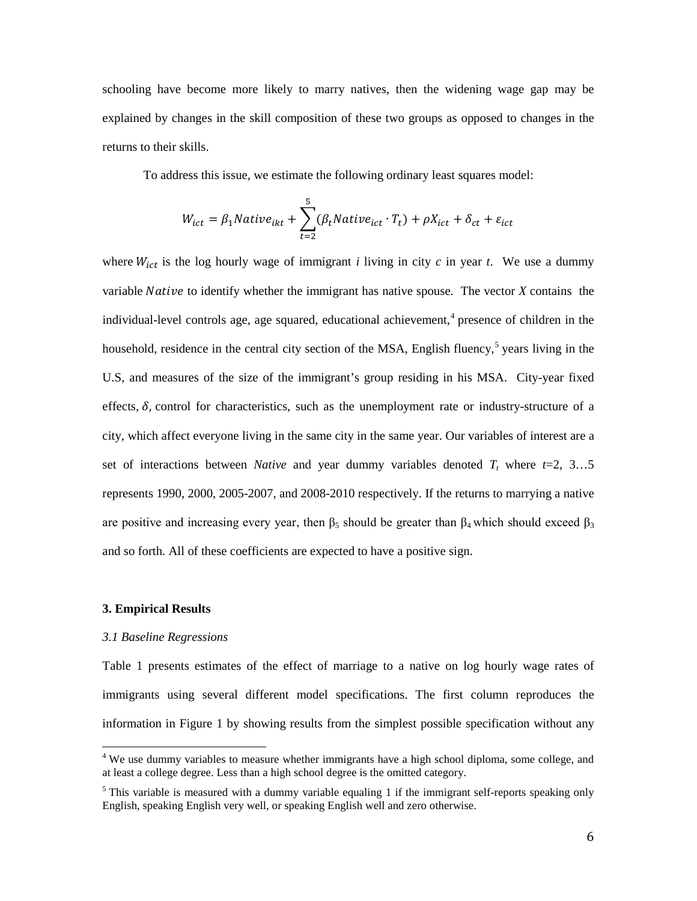schooling have become more likely to marry natives, then the widening wage gap may be explained by changes in the skill composition of these two groups as opposed to changes in the returns to their skills.

To address this issue, we estimate the following ordinary least squares model:

$$W_{ict} = \beta_1 Native_{ikt} + \sum_{t=2}^{5}(\beta_t Native_{ict} \cdot T_t) + \rho X_{ict} + \delta_{ct} + \varepsilon_{ict}$$

where $W_{ict}$ is the log hourly wage of immigrant *i* living in city *c* in year *t*. We use a dummy variable $Native$ to identify whether the immigrant has native spouse. The vector *X* contains the individual-level controls age, age squared, educational achievement,[4] presence of children in the household, residence in the central city section of the MSA, English fluency,[5] years living in the U.S, and measures of the size of the immigrant's group residing in his MSA. City-year fixed effects, $\delta$, control for characteristics, such as the unemployment rate or industry-structure of a city, which affect everyone living in the same city in the same year. Our variables of interest are a set of interactions between *Native* and year dummy variables denoted $T_t$ where $t$=2, 3…5 represents 1990, 2000, 2005-2007, and 2008-2010 respectively. If the returns to marrying a native are positive and increasing every year, then $\beta_5$ should be greater than $\beta_4$ which should exceed $\beta_3$ and so forth. All of these coefficients are expected to have a positive sign.

## 3. Empirical Results

### *3.1 Baseline Regressions*

Table 1 presents estimates of the effect of marriage to a native on log hourly wage rates of immigrants using several different model specifications. The first column reproduces the information in Figure 1 by showing results from the simplest possible specification without any

---

[4] We use dummy variables to measure whether immigrants have a high school diploma, some college, and at least a college degree. Less than a high school degree is the omitted category.

[5] This variable is measured with a dummy variable equaling 1 if the immigrant self-reports speaking only English, speaking English very well, or speaking English well and zero otherwise.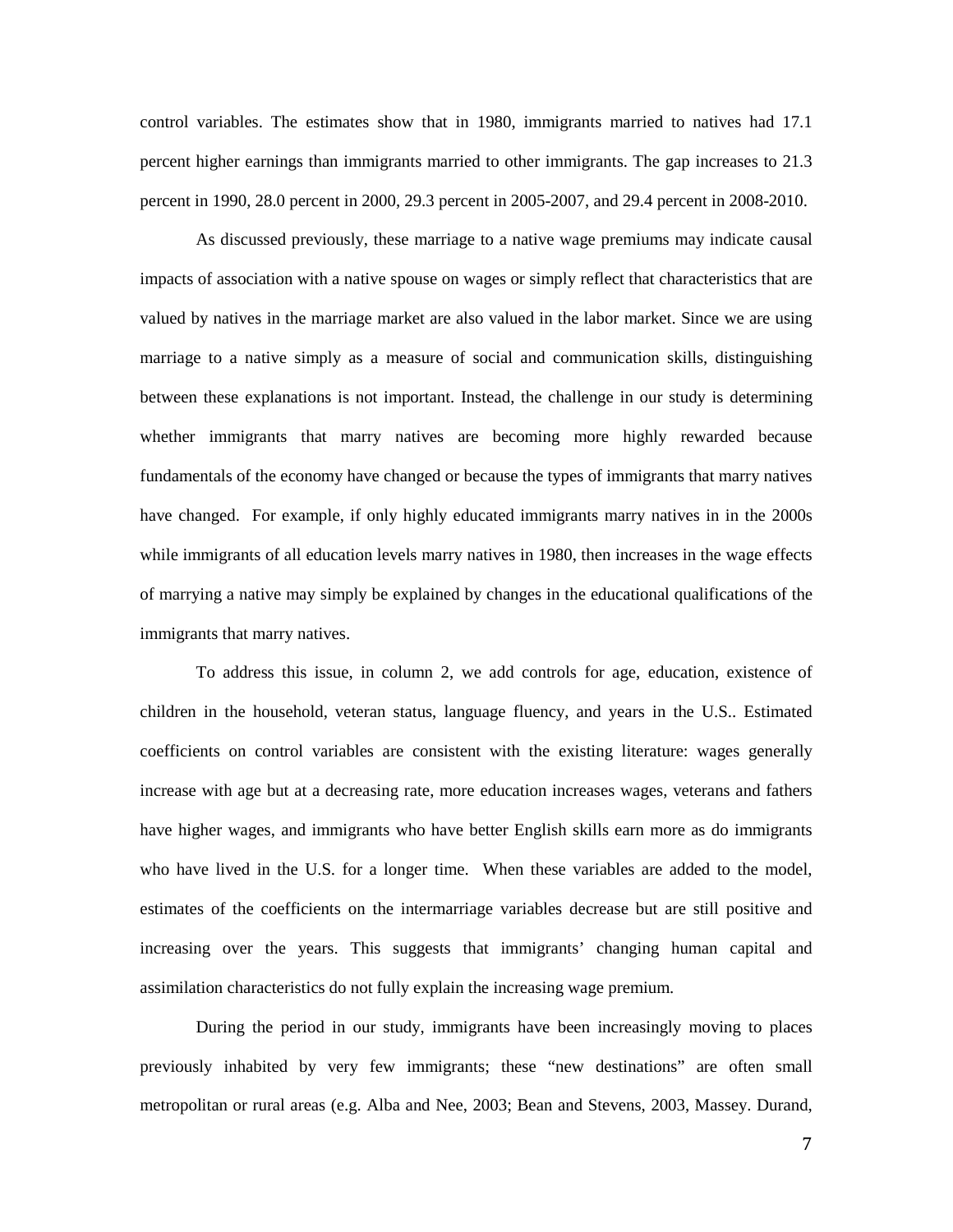control variables. The estimates show that in 1980, immigrants married to natives had 17.1 percent higher earnings than immigrants married to other immigrants. The gap increases to 21.3 percent in 1990, 28.0 percent in 2000, 29.3 percent in 2005-2007, and 29.4 percent in 2008-2010.

As discussed previously, these marriage to a native wage premiums may indicate causal impacts of association with a native spouse on wages or simply reflect that characteristics that are valued by natives in the marriage market are also valued in the labor market. Since we are using marriage to a native simply as a measure of social and communication skills, distinguishing between these explanations is not important. Instead, the challenge in our study is determining whether immigrants that marry natives are becoming more highly rewarded because fundamentals of the economy have changed or because the types of immigrants that marry natives have changed. For example, if only highly educated immigrants marry natives in in the 2000s while immigrants of all education levels marry natives in 1980, then increases in the wage effects of marrying a native may simply be explained by changes in the educational qualifications of the immigrants that marry natives.

To address this issue, in column 2, we add controls for age, education, existence of children in the household, veteran status, language fluency, and years in the U.S.. Estimated coefficients on control variables are consistent with the existing literature: wages generally increase with age but at a decreasing rate, more education increases wages, veterans and fathers have higher wages, and immigrants who have better English skills earn more as do immigrants who have lived in the U.S. for a longer time. When these variables are added to the model, estimates of the coefficients on the intermarriage variables decrease but are still positive and increasing over the years. This suggests that immigrants' changing human capital and assimilation characteristics do not fully explain the increasing wage premium.

During the period in our study, immigrants have been increasingly moving to places previously inhabited by very few immigrants; these "new destinations" are often small metropolitan or rural areas (e.g. Alba and Nee, 2003; Bean and Stevens, 2003, Massey. Durand,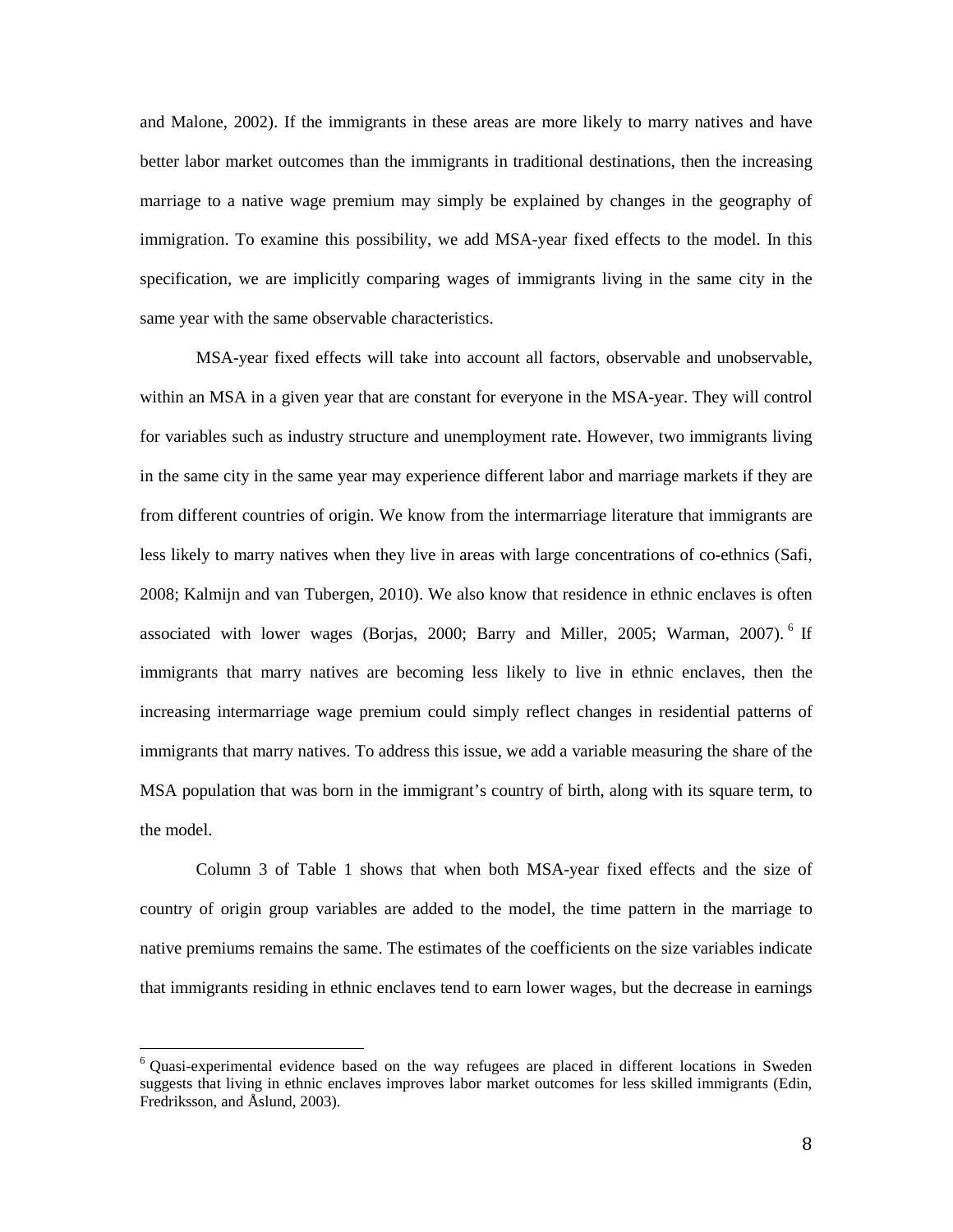and Malone, 2002). If the immigrants in these areas are more likely to marry natives and have better labor market outcomes than the immigrants in traditional destinations, then the increasing marriage to a native wage premium may simply be explained by changes in the geography of immigration. To examine this possibility, we add MSA-year fixed effects to the model. In this specification, we are implicitly comparing wages of immigrants living in the same city in the same year with the same observable characteristics.

MSA-year fixed effects will take into account all factors, observable and unobservable, within an MSA in a given year that are constant for everyone in the MSA-year. They will control for variables such as industry structure and unemployment rate. However, two immigrants living in the same city in the same year may experience different labor and marriage markets if they are from different countries of origin. We know from the intermarriage literature that immigrants are less likely to marry natives when they live in areas with large concentrations of co-ethnics (Safi, 2008; Kalmijn and van Tubergen, 2010). We also know that residence in ethnic enclaves is often associated with lower wages (Borjas, 2000; Barry and Miller, 2005; Warman, 2007).[6] If immigrants that marry natives are becoming less likely to live in ethnic enclaves, then the increasing intermarriage wage premium could simply reflect changes in residential patterns of immigrants that marry natives. To address this issue, we add a variable measuring the share of the MSA population that was born in the immigrant's country of birth, along with its square term, to the model.

Column 3 of Table 1 shows that when both MSA-year fixed effects and the size of country of origin group variables are added to the model, the time pattern in the marriage to native premiums remains the same. The estimates of the coefficients on the size variables indicate that immigrants residing in ethnic enclaves tend to earn lower wages, but the decrease in earnings

[6] Quasi-experimental evidence based on the way refugees are placed in different locations in Sweden suggests that living in ethnic enclaves improves labor market outcomes for less skilled immigrants (Edin, Fredriksson, and Åslund, 2003).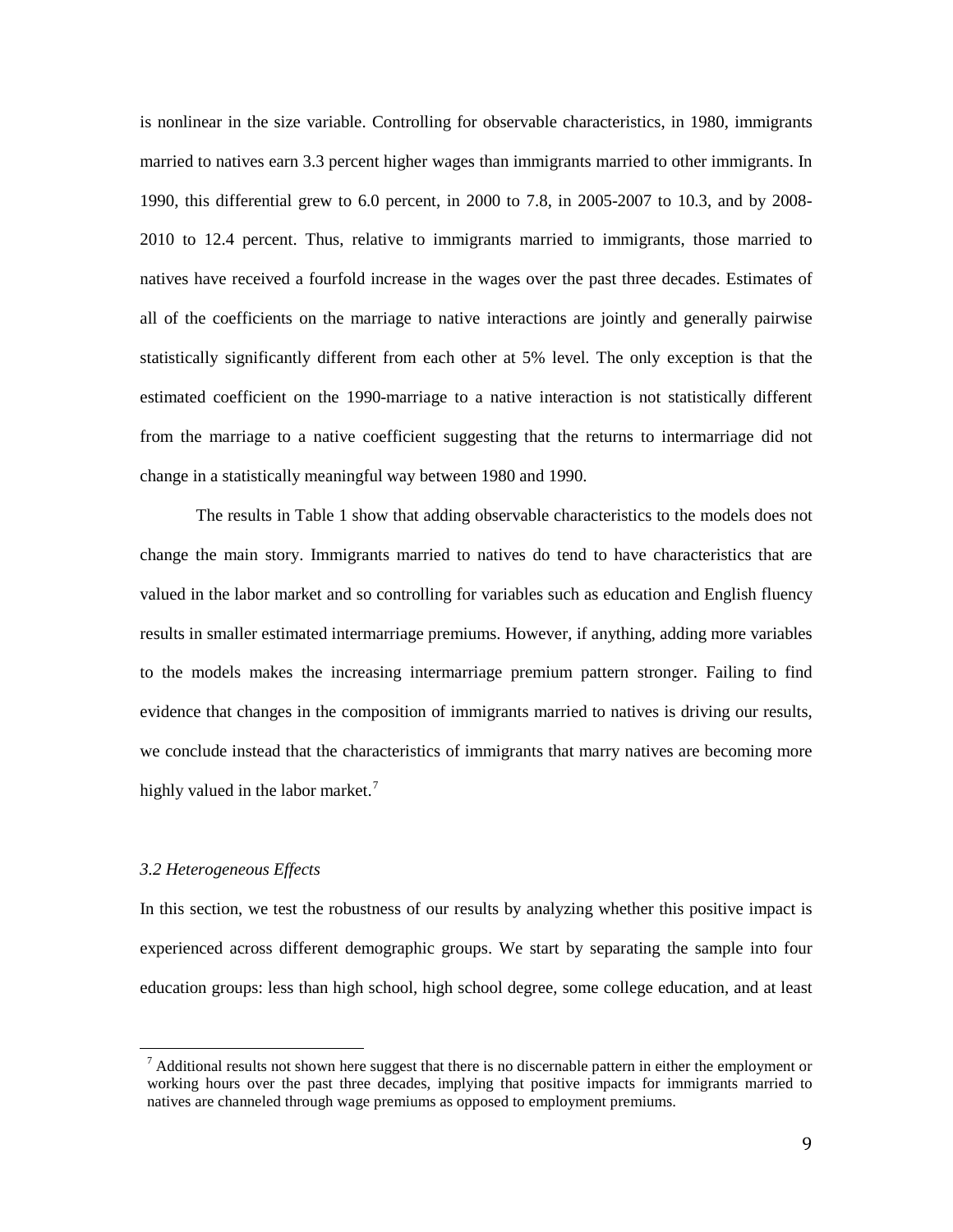is nonlinear in the size variable. Controlling for observable characteristics, in 1980, immigrants married to natives earn 3.3 percent higher wages than immigrants married to other immigrants. In 1990, this differential grew to 6.0 percent, in 2000 to 7.8, in 2005-2007 to 10.3, and by 2008-2010 to 12.4 percent. Thus, relative to immigrants married to immigrants, those married to natives have received a fourfold increase in the wages over the past three decades. Estimates of all of the coefficients on the marriage to native interactions are jointly and generally pairwise statistically significantly different from each other at 5% level. The only exception is that the estimated coefficient on the 1990-marriage to a native interaction is not statistically different from the marriage to a native coefficient suggesting that the returns to intermarriage did not change in a statistically meaningful way between 1980 and 1990.

The results in Table 1 show that adding observable characteristics to the models does not change the main story. Immigrants married to natives do tend to have characteristics that are valued in the labor market and so controlling for variables such as education and English fluency results in smaller estimated intermarriage premiums. However, if anything, adding more variables to the models makes the increasing intermarriage premium pattern stronger. Failing to find evidence that changes in the composition of immigrants married to natives is driving our results, we conclude instead that the characteristics of immigrants that marry natives are becoming more highly valued in the labor market.[7]

### *3.2 Heterogeneous Effects*

In this section, we test the robustness of our results by analyzing whether this positive impact is experienced across different demographic groups. We start by separating the sample into four education groups: less than high school, high school degree, some college education, and at least

[7] Additional results not shown here suggest that there is no discernable pattern in either the employment or working hours over the past three decades, implying that positive impacts for immigrants married to natives are channeled through wage premiums as opposed to employment premiums.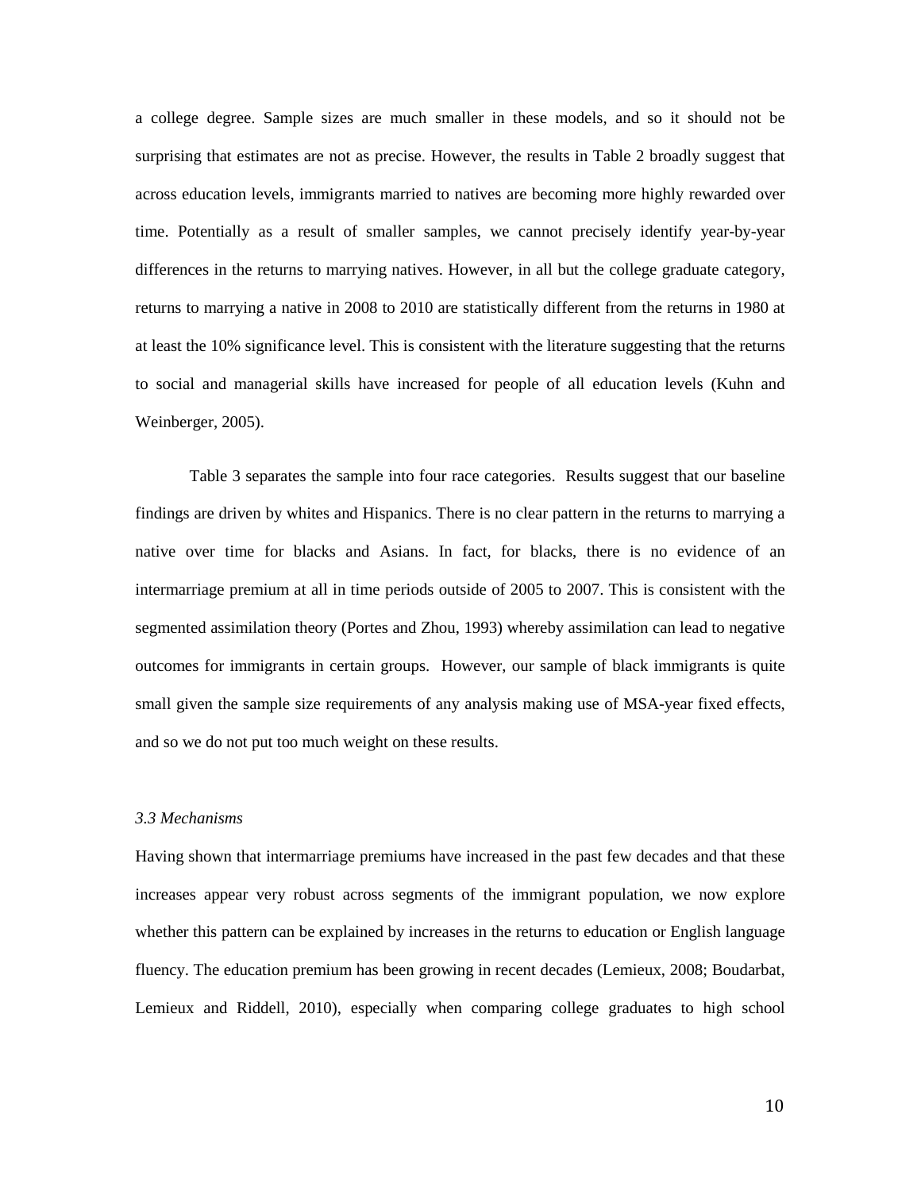a college degree. Sample sizes are much smaller in these models, and so it should not be surprising that estimates are not as precise. However, the results in Table 2 broadly suggest that across education levels, immigrants married to natives are becoming more highly rewarded over time. Potentially as a result of smaller samples, we cannot precisely identify year-by-year differences in the returns to marrying natives. However, in all but the college graduate category, returns to marrying a native in 2008 to 2010 are statistically different from the returns in 1980 at at least the 10% significance level. This is consistent with the literature suggesting that the returns to social and managerial skills have increased for people of all education levels (Kuhn and Weinberger, 2005).

Table 3 separates the sample into four race categories. Results suggest that our baseline findings are driven by whites and Hispanics. There is no clear pattern in the returns to marrying a native over time for blacks and Asians. In fact, for blacks, there is no evidence of an intermarriage premium at all in time periods outside of 2005 to 2007. This is consistent with the segmented assimilation theory (Portes and Zhou, 1993) whereby assimilation can lead to negative outcomes for immigrants in certain groups. However, our sample of black immigrants is quite small given the sample size requirements of any analysis making use of MSA-year fixed effects, and so we do not put too much weight on these results.

### *3.3 Mechanisms*

Having shown that intermarriage premiums have increased in the past few decades and that these increases appear very robust across segments of the immigrant population, we now explore whether this pattern can be explained by increases in the returns to education or English language fluency. The education premium has been growing in recent decades (Lemieux, 2008; Boudarbat, Lemieux and Riddell, 2010), especially when comparing college graduates to high school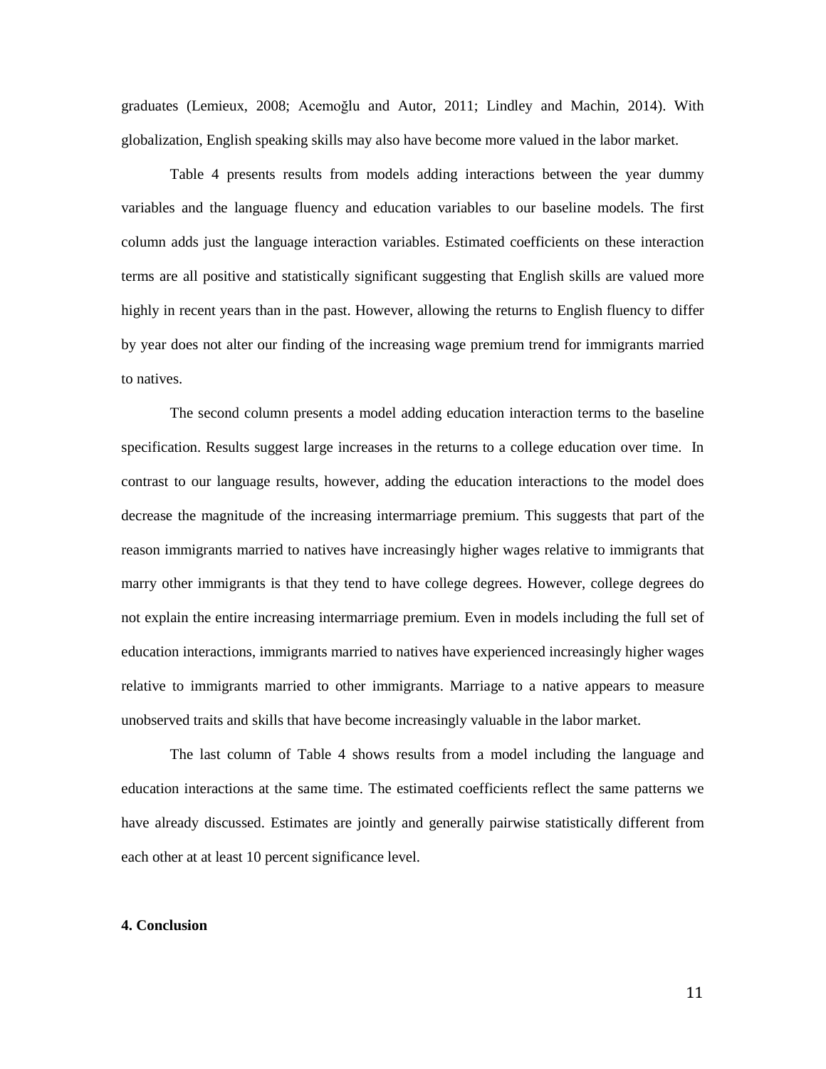graduates (Lemieux, 2008; Acemoğlu and Autor, 2011; Lindley and Machin, 2014). With globalization, English speaking skills may also have become more valued in the labor market.

Table 4 presents results from models adding interactions between the year dummy variables and the language fluency and education variables to our baseline models. The first column adds just the language interaction variables. Estimated coefficients on these interaction terms are all positive and statistically significant suggesting that English skills are valued more highly in recent years than in the past. However, allowing the returns to English fluency to differ by year does not alter our finding of the increasing wage premium trend for immigrants married to natives.

The second column presents a model adding education interaction terms to the baseline specification. Results suggest large increases in the returns to a college education over time. In contrast to our language results, however, adding the education interactions to the model does decrease the magnitude of the increasing intermarriage premium. This suggests that part of the reason immigrants married to natives have increasingly higher wages relative to immigrants that marry other immigrants is that they tend to have college degrees. However, college degrees do not explain the entire increasing intermarriage premium. Even in models including the full set of education interactions, immigrants married to natives have experienced increasingly higher wages relative to immigrants married to other immigrants. Marriage to a native appears to measure unobserved traits and skills that have become increasingly valuable in the labor market.

The last column of Table 4 shows results from a model including the language and education interactions at the same time. The estimated coefficients reflect the same patterns we have already discussed. Estimates are jointly and generally pairwise statistically different from each other at at least 10 percent significance level.

## 4. Conclusion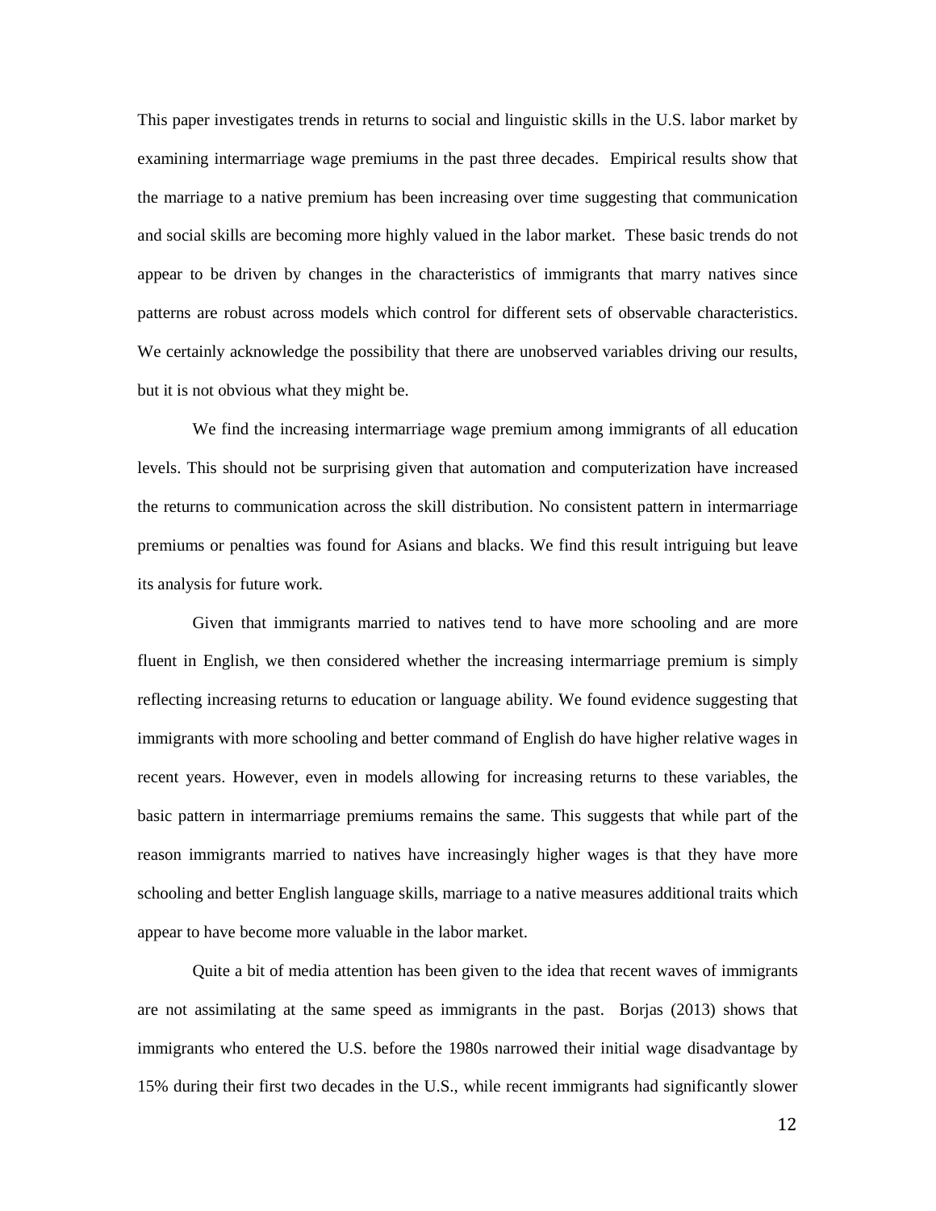This paper investigates trends in returns to social and linguistic skills in the U.S. labor market by examining intermarriage wage premiums in the past three decades. Empirical results show that the marriage to a native premium has been increasing over time suggesting that communication and social skills are becoming more highly valued in the labor market. These basic trends do not appear to be driven by changes in the characteristics of immigrants that marry natives since patterns are robust across models which control for different sets of observable characteristics. We certainly acknowledge the possibility that there are unobserved variables driving our results, but it is not obvious what they might be.

We find the increasing intermarriage wage premium among immigrants of all education levels. This should not be surprising given that automation and computerization have increased the returns to communication across the skill distribution. No consistent pattern in intermarriage premiums or penalties was found for Asians and blacks. We find this result intriguing but leave its analysis for future work.

Given that immigrants married to natives tend to have more schooling and are more fluent in English, we then considered whether the increasing intermarriage premium is simply reflecting increasing returns to education or language ability. We found evidence suggesting that immigrants with more schooling and better command of English do have higher relative wages in recent years. However, even in models allowing for increasing returns to these variables, the basic pattern in intermarriage premiums remains the same. This suggests that while part of the reason immigrants married to natives have increasingly higher wages is that they have more schooling and better English language skills, marriage to a native measures additional traits which appear to have become more valuable in the labor market.

Quite a bit of media attention has been given to the idea that recent waves of immigrants are not assimilating at the same speed as immigrants in the past. Borjas (2013) shows that immigrants who entered the U.S. before the 1980s narrowed their initial wage disadvantage by 15% during their first two decades in the U.S., while recent immigrants had significantly slower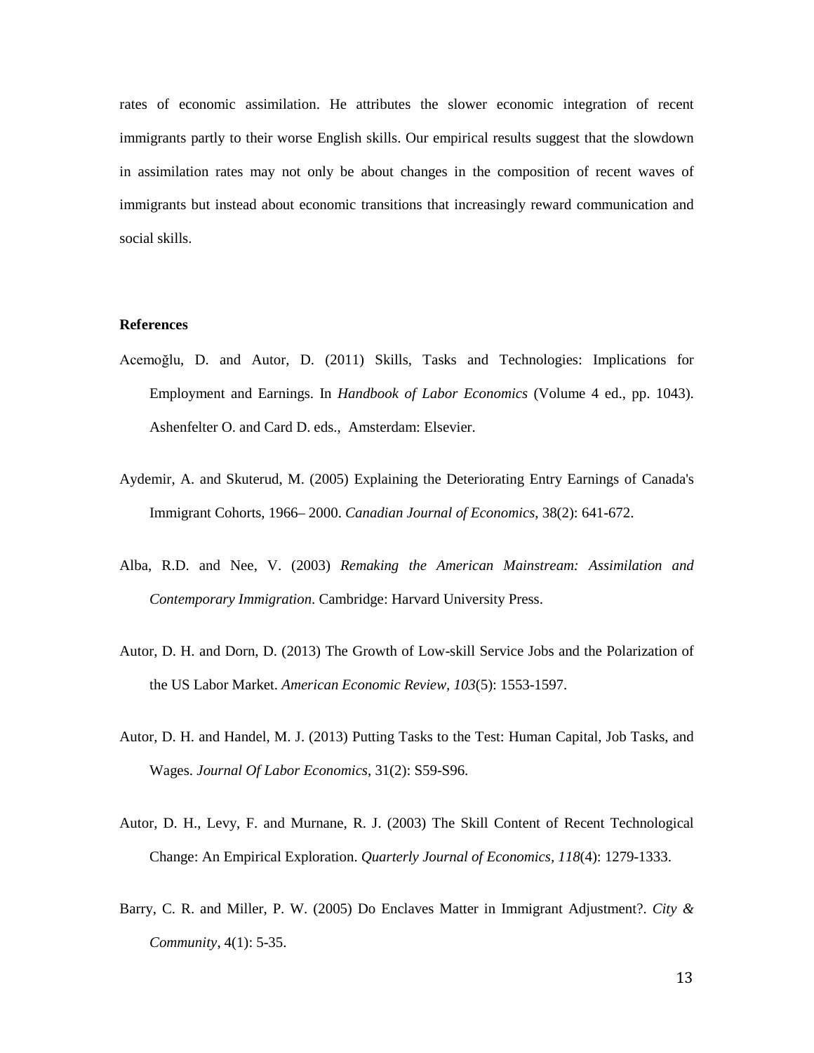rates of economic assimilation. He attributes the slower economic integration of recent immigrants partly to their worse English skills. Our empirical results suggest that the slowdown in assimilation rates may not only be about changes in the composition of recent waves of immigrants but instead about economic transitions that increasingly reward communication and social skills.

## References

Acemoğlu, D. and Autor, D. (2011) Skills, Tasks and Technologies: Implications for Employment and Earnings. In *Handbook of Labor Economics* (Volume 4 ed., pp. 1043). Ashenfelter O. and Card D. eds., Amsterdam: Elsevier.

Aydemir, A. and Skuterud, M. (2005) Explaining the Deteriorating Entry Earnings of Canada's Immigrant Cohorts, 1966– 2000. *Canadian Journal of Economics*, 38(2): 641-672.

Alba, R.D. and Nee, V. (2003) *Remaking the American Mainstream: Assimilation and Contemporary Immigration*. Cambridge: Harvard University Press.

Autor, D. H. and Dorn, D. (2013) The Growth of Low-skill Service Jobs and the Polarization of the US Labor Market. *American Economic Review*, *103*(5): 1553-1597.

Autor, D. H. and Handel, M. J. (2013) Putting Tasks to the Test: Human Capital, Job Tasks, and Wages. *Journal Of Labor Economics*, 31(2): S59-S96.

Autor, D. H., Levy, F. and Murnane, R. J. (2003) The Skill Content of Recent Technological Change: An Empirical Exploration. *Quarterly Journal of Economics*, *118*(4): 1279-1333.

Barry, C. R. and Miller, P. W. (2005) Do Enclaves Matter in Immigrant Adjustment?. *City & Community*, 4(1): 5-35.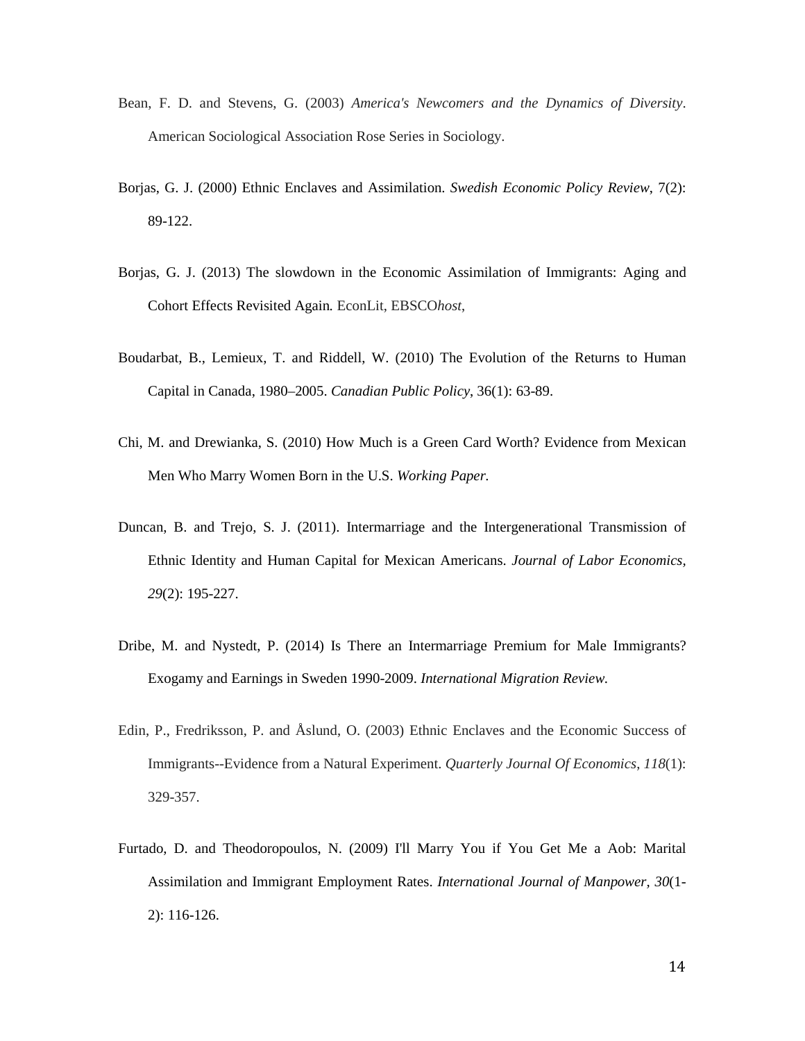Bean, F. D. and Stevens, G. (2003) *America's Newcomers and the Dynamics of Diversity*. American Sociological Association Rose Series in Sociology.

Borjas, G. J. (2000) Ethnic Enclaves and Assimilation. *Swedish Economic Policy Review*, 7(2): 89-122.

Borjas, G. J. (2013) The slowdown in the Economic Assimilation of Immigrants: Aging and Cohort Effects Revisited Again*.* EconLit, EBSCO*host*,

Boudarbat, B., Lemieux, T. and Riddell, W. (2010) The Evolution of the Returns to Human Capital in Canada, 1980–2005. *Canadian Public Policy*, 36(1): 63-89.

Chi, M. and Drewianka, S. (2010) How Much is a Green Card Worth? Evidence from Mexican Men Who Marry Women Born in the U.S. *Working Paper.*

Duncan, B. and Trejo, S. J. (2011). Intermarriage and the Intergenerational Transmission of Ethnic Identity and Human Capital for Mexican Americans. *Journal of Labor Economics, 29*(2): 195-227.

Dribe, M. and Nystedt, P. (2014) Is There an Intermarriage Premium for Male Immigrants? Exogamy and Earnings in Sweden 1990-2009. *International Migration Review.*

Edin, P., Fredriksson, P. and Åslund, O. (2003) Ethnic Enclaves and the Economic Success of Immigrants--Evidence from a Natural Experiment. *Quarterly Journal Of Economics*, *118*(1): 329-357.

Furtado, D. and Theodoropoulos, N. (2009) I'll Marry You if You Get Me a Aob: Marital Assimilation and Immigrant Employment Rates. *International Journal of Manpower*, *30*(1-2): 116-126.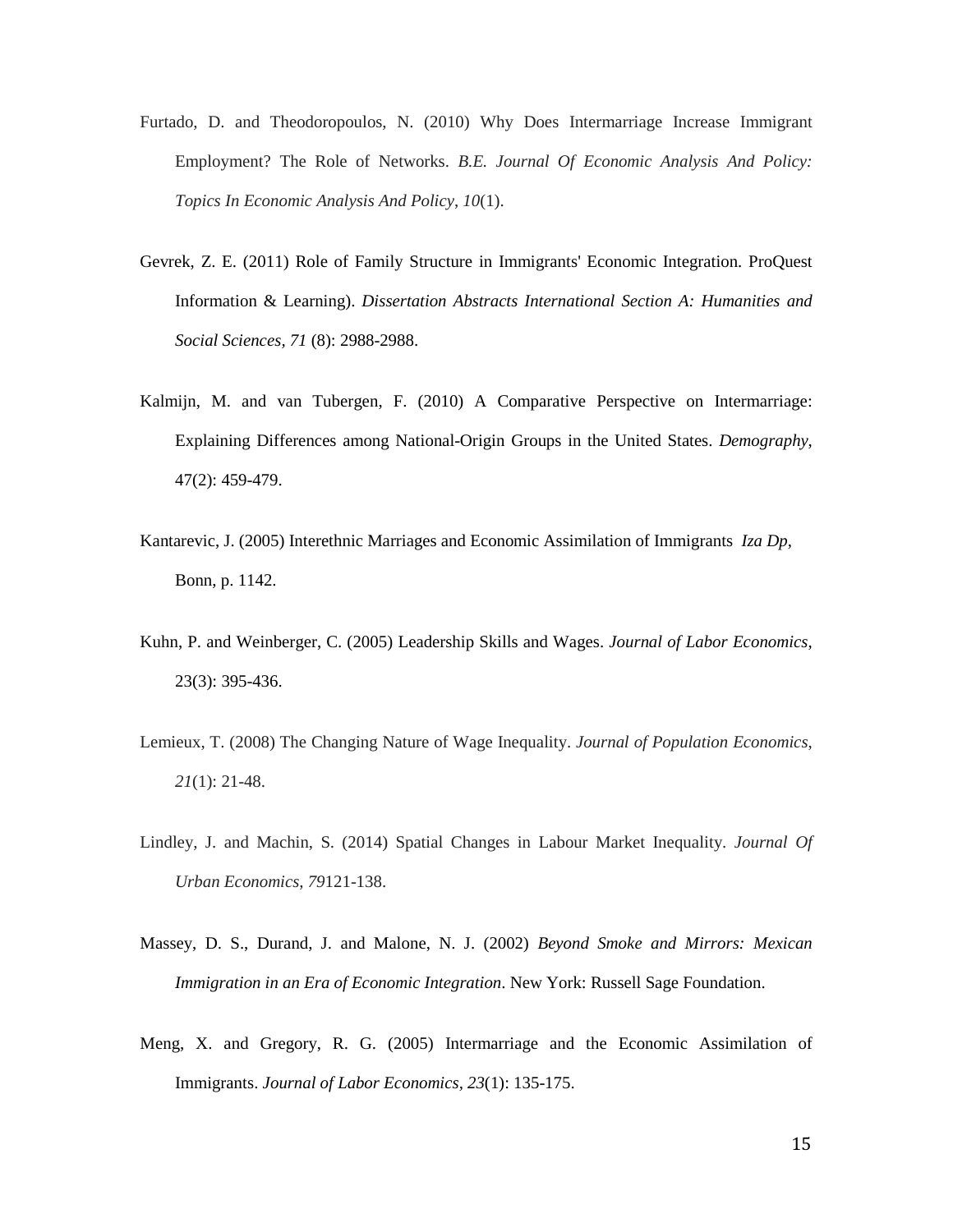Furtado, D. and Theodoropoulos, N. (2010) Why Does Intermarriage Increase Immigrant Employment? The Role of Networks. *B.E. Journal Of Economic Analysis And Policy: Topics In Economic Analysis And Policy*, *10*(1).

Gevrek, Z. E. (2011) Role of Family Structure in Immigrants' Economic Integration. ProQuest Information & Learning). *Dissertation Abstracts International Section A: Humanities and Social Sciences, 71* (8): 2988-2988.

Kalmijn, M. and van Tubergen, F. (2010) A Comparative Perspective on Intermarriage: Explaining Differences among National-Origin Groups in the United States. *Demography*, 47(2): 459-479.

Kantarevic, J. (2005) Interethnic Marriages and Economic Assimilation of Immigrants *Iza Dp*, Bonn, p. 1142.

Kuhn, P. and Weinberger, C. (2005) Leadership Skills and Wages. *Journal of Labor Economics*, 23(3): 395-436.

Lemieux, T. (2008) The Changing Nature of Wage Inequality. *Journal of Population Economics*, *21*(1): 21-48.

Lindley, J. and Machin, S. (2014) Spatial Changes in Labour Market Inequality. *Journal Of Urban Economics*, *79*121-138.

Massey, D. S., Durand, J. and Malone, N. J. (2002) *Beyond Smoke and Mirrors: Mexican Immigration in an Era of Economic Integration*. New York: Russell Sage Foundation.

Meng, X. and Gregory, R. G. (2005) Intermarriage and the Economic Assimilation of Immigrants. *Journal of Labor Economics, 23*(1): 135-175.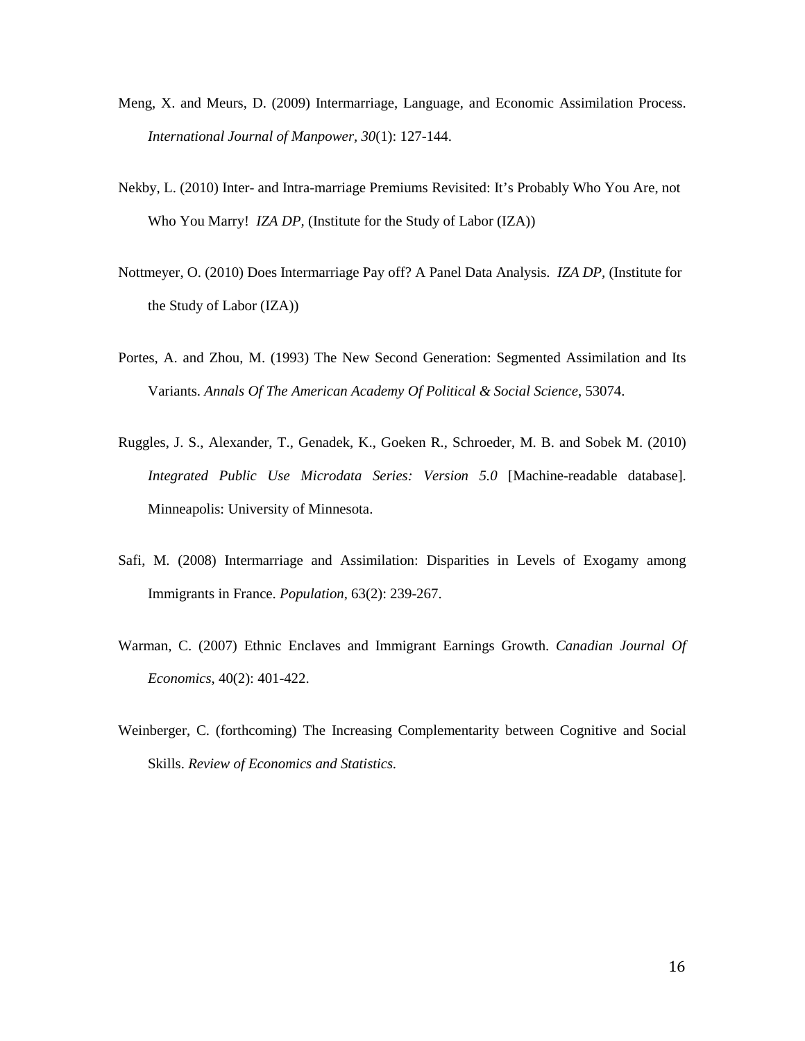Meng, X. and Meurs, D. (2009) Intermarriage, Language, and Economic Assimilation Process. *International Journal of Manpower*, *30*(1): 127-144.

Nekby, L. (2010) Inter- and Intra-marriage Premiums Revisited: It's Probably Who You Are, not Who You Marry! *IZA DP*, (Institute for the Study of Labor (IZA))

Nottmeyer, O. (2010) Does Intermarriage Pay off? A Panel Data Analysis. *IZA DP*, (Institute for the Study of Labor (IZA))

Portes, A. and Zhou, M. (1993) The New Second Generation: Segmented Assimilation and Its Variants. *Annals Of The American Academy Of Political & Social Science*, 53074.

Ruggles, J. S., Alexander, T., Genadek, K., Goeken R., Schroeder, M. B. and Sobek M. (2010) *Integrated Public Use Microdata Series: Version 5.0* [Machine-readable database]. Minneapolis: University of Minnesota.

Safi, M. (2008) Intermarriage and Assimilation: Disparities in Levels of Exogamy among Immigrants in France. *Population*, 63(2): 239-267.

Warman, C. (2007) Ethnic Enclaves and Immigrant Earnings Growth. *Canadian Journal Of Economics*, 40(2): 401-422.

Weinberger, C. (forthcoming) The Increasing Complementarity between Cognitive and Social Skills. *Review of Economics and Statistics.*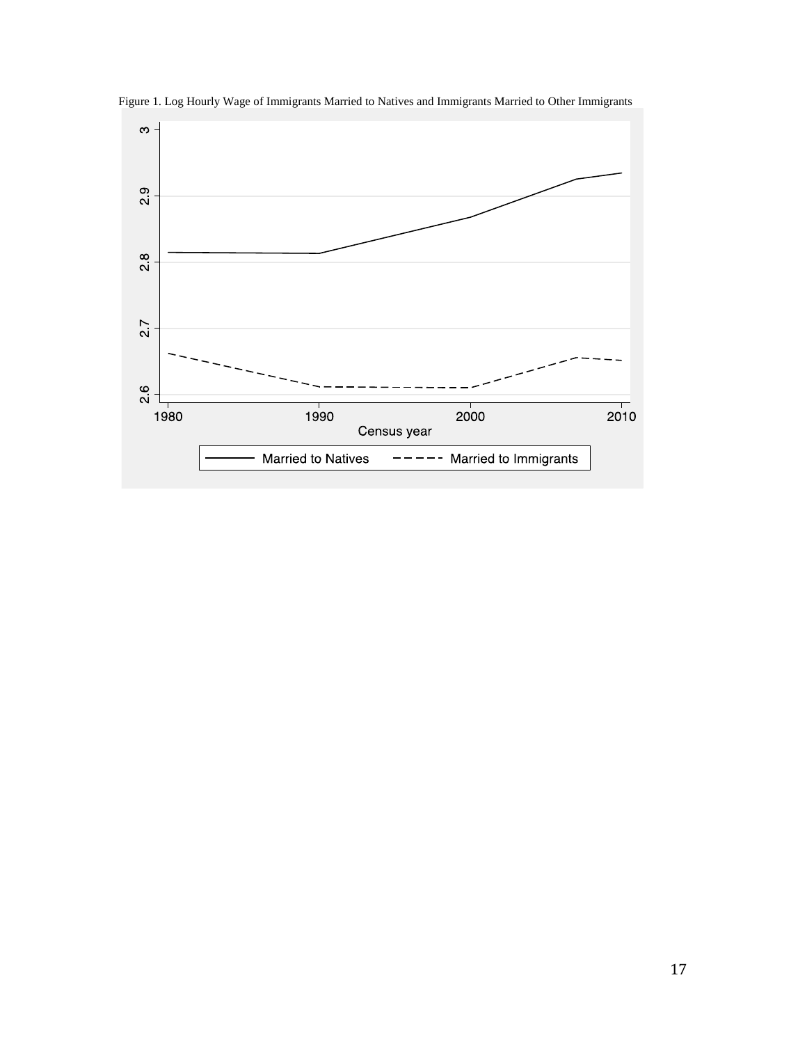Figure 1. Log Hourly Wage of Immigrants Married to Natives and Immigrants Married to Other Immigrants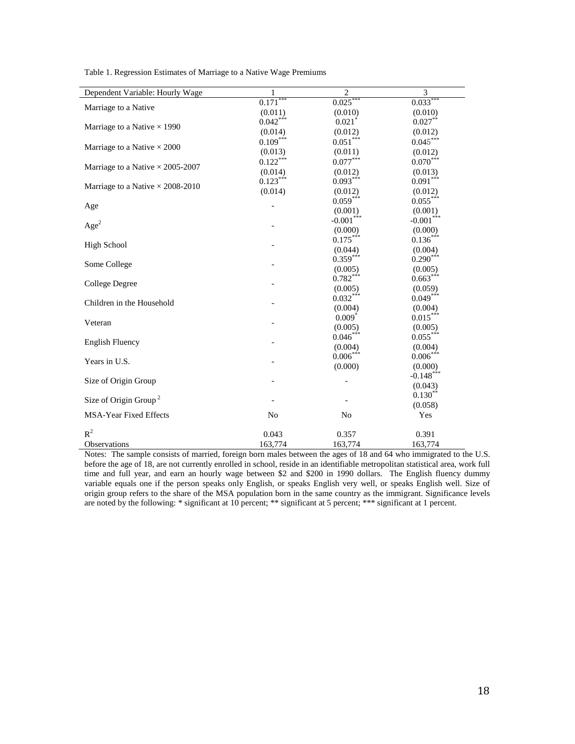Table 1. Regression Estimates of Marriage to a Native Wage Premiums

| Dependent Variable: Hourly Wage | 1 | 2 | 3 |
|---|---|---|---|
| Marriage to a Native | 0.171*** | 0.025*** | 0.033*** |
| | (0.011) | (0.010) | (0.010) |
| Marriage to a Native × 1990 | 0.042*** | 0.021* | 0.027** |
| | (0.014) | (0.012) | (0.012) |
| Marriage to a Native × 2000 | 0.109*** | 0.051*** | 0.045*** |
| | (0.013) | (0.011) | (0.012) |
| Marriage to a Native × 2005-2007 | 0.122*** | 0.077*** | 0.070*** |
| | (0.014) | (0.012) | (0.013) |
| Marriage to a Native × 2008-2010 | 0.123*** | 0.093*** | 0.091*** |
| | (0.014) | (0.012) | (0.012) |
| Age | - | 0.059*** | 0.055*** |
| | | (0.001) | (0.001) |
| $Age^2$ | - | -0.001*** | -0.001*** |
| | | (0.000) | (0.000) |
| High School | - | 0.175*** | 0.136*** |
| | | (0.044) | (0.004) |
| Some College | - | 0.359*** | 0.290*** |
| | | (0.005) | (0.005) |
| College Degree | - | 0.782*** | 0.663*** |
| | | (0.005) | (0.059) |
| Children in the Household | - | 0.032*** | 0.049*** |
| | | (0.004) | (0.004) |
| Veteran | - | 0.009* | 0.015*** |
| | | (0.005) | (0.005) |
| English Fluency | - | 0.046*** | 0.055*** |
| | | (0.004) | (0.004) |
| Years in U.S. | - | 0.006*** | 0.006*** |
| | | (0.000) | (0.000) |
| Size of Origin Group | - | - | -0.148*** |
| | | | (0.043) |
| Size of Origin Group $^2$ | - | - | 0.130** |
| | | | (0.058) |
| MSA-Year Fixed Effects | No | No | Yes |
| $R^2$ | 0.043 | 0.357 | 0.391 |
| Observations | 163,774 | 163,774 | 163,774 |

Notes: The sample consists of married, foreign born males between the ages of 18 and 64 who immigrated to the U.S. before the age of 18, are not currently enrolled in school, reside in an identifiable metropolitan statistical area, work full time and full year, and earn an hourly wage between \$2 and \$200 in 1990 dollars. The English fluency dummy variable equals one if the person speaks only English, or speaks English very well, or speaks English well. Size of origin group refers to the share of the MSA population born in the same country as the immigrant. Significance levels are noted by the following: * significant at 10 percent; ** significant at 5 percent; *** significant at 1 percent.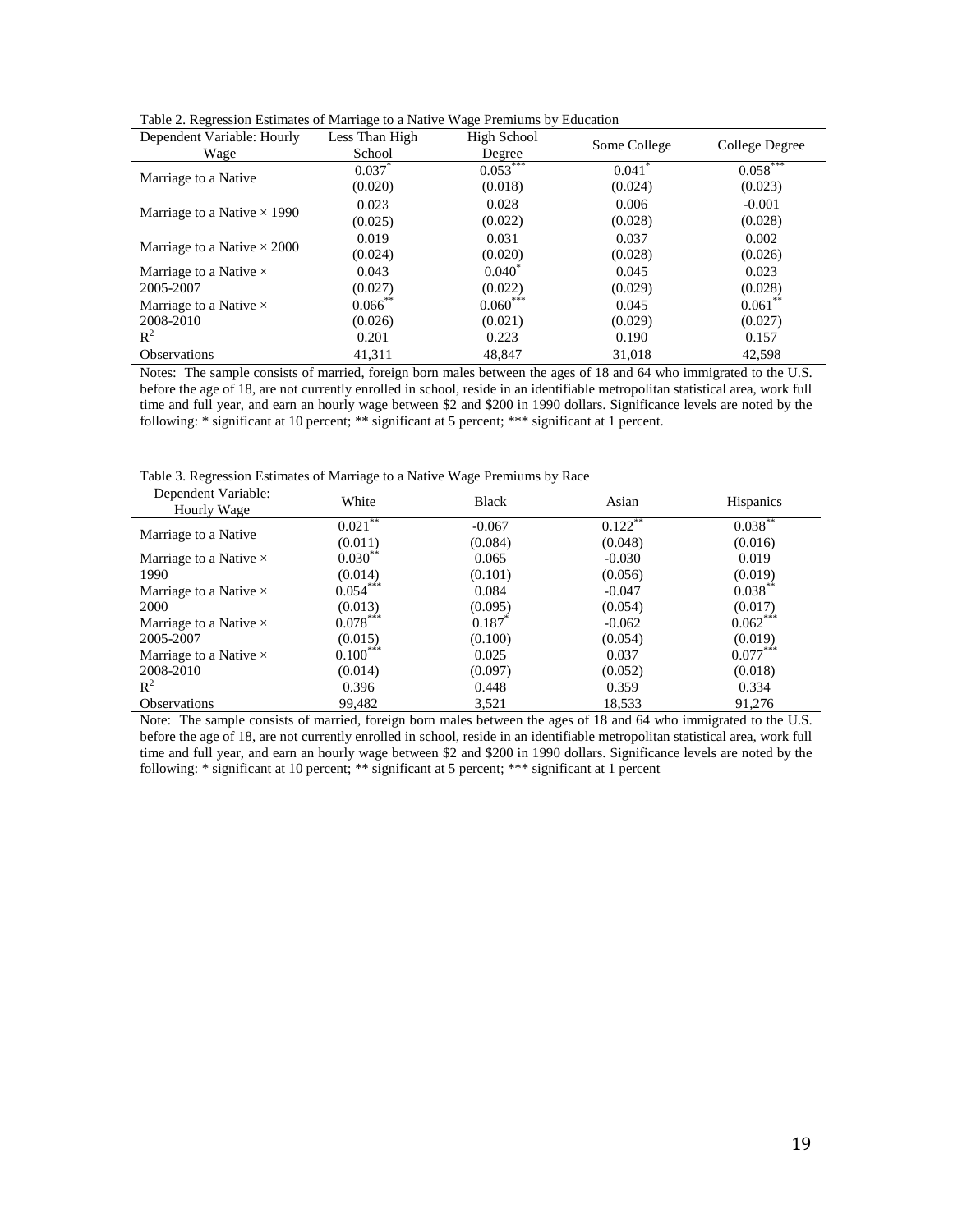Table 2. Regression Estimates of Marriage to a Native Wage Premiums by Education

| Dependent Variable: Hourly Wage | Less Than High School | High School Degree | Some College | College Degree |
|---|---|---|---|---|
| Marriage to a Native | 0.037* | 0.053*** | 0.041* | 0.058*** |
| | (0.020) | (0.018) | (0.024) | (0.023) |
| Marriage to a Native × 1990 | 0.023 | 0.028 | 0.006 | -0.001 |
| | (0.025) | (0.022) | (0.028) | (0.028) |
| Marriage to a Native × 2000 | 0.019 | 0.031 | 0.037 | 0.002 |
| | (0.024) | (0.020) | (0.028) | (0.026) |
| Marriage to a Native × 2005-2007 | 0.043 | 0.040* | 0.045 | 0.023 |
| | (0.027) | (0.022) | (0.029) | (0.028) |
| Marriage to a Native × 2008-2010 | 0.066** | 0.060*** | 0.045 | 0.061** |
| | (0.026) | (0.021) | (0.029) | (0.027) |
| $R^2$ | 0.201 | 0.223 | 0.190 | 0.157 |
| Observations | 41,311 | 48,847 | 31,018 | 42,598 |

Notes: The sample consists of married, foreign born males between the ages of 18 and 64 who immigrated to the U.S. before the age of 18, are not currently enrolled in school, reside in an identifiable metropolitan statistical area, work full time and full year, and earn an hourly wage between $2 and $200 in 1990 dollars. Significance levels are noted by the following: * significant at 10 percent; ** significant at 5 percent; *** significant at 1 percent.

Table 3. Regression Estimates of Marriage to a Native Wage Premiums by Race

| Dependent Variable: Hourly Wage | White | Black | Asian | Hispanics |
|---|---|---|---|---|
| Marriage to a Native | 0.021** | -0.067 | 0.122** | 0.038** |
| | (0.011) | (0.084) | (0.048) | (0.016) |
| Marriage to a Native × 1990 | 0.030** | 0.065 | -0.030 | 0.019 |
| | (0.014) | (0.101) | (0.056) | (0.019) |
| Marriage to a Native × 2000 | 0.054*** | 0.084 | -0.047 | 0.038** |
| | (0.013) | (0.095) | (0.054) | (0.017) |
| Marriage to a Native × 2005-2007 | 0.078*** | 0.187* | -0.062 | 0.062*** |
| | (0.015) | (0.100) | (0.054) | (0.019) |
| Marriage to a Native × 2008-2010 | 0.100*** | 0.025 | 0.037 | 0.077*** |
| | (0.014) | (0.097) | (0.052) | (0.018) |
| $R^2$ | 0.396 | 0.448 | 0.359 | 0.334 |
| Observations | 99,482 | 3,521 | 18,533 | 91,276 |

Note: The sample consists of married, foreign born males between the ages of 18 and 64 who immigrated to the U.S. before the age of 18, are not currently enrolled in school, reside in an identifiable metropolitan statistical area, work full time and full year, and earn an hourly wage between $2 and $200 in 1990 dollars. Significance levels are noted by the following: * significant at 10 percent; ** significant at 5 percent; *** significant at 1 percent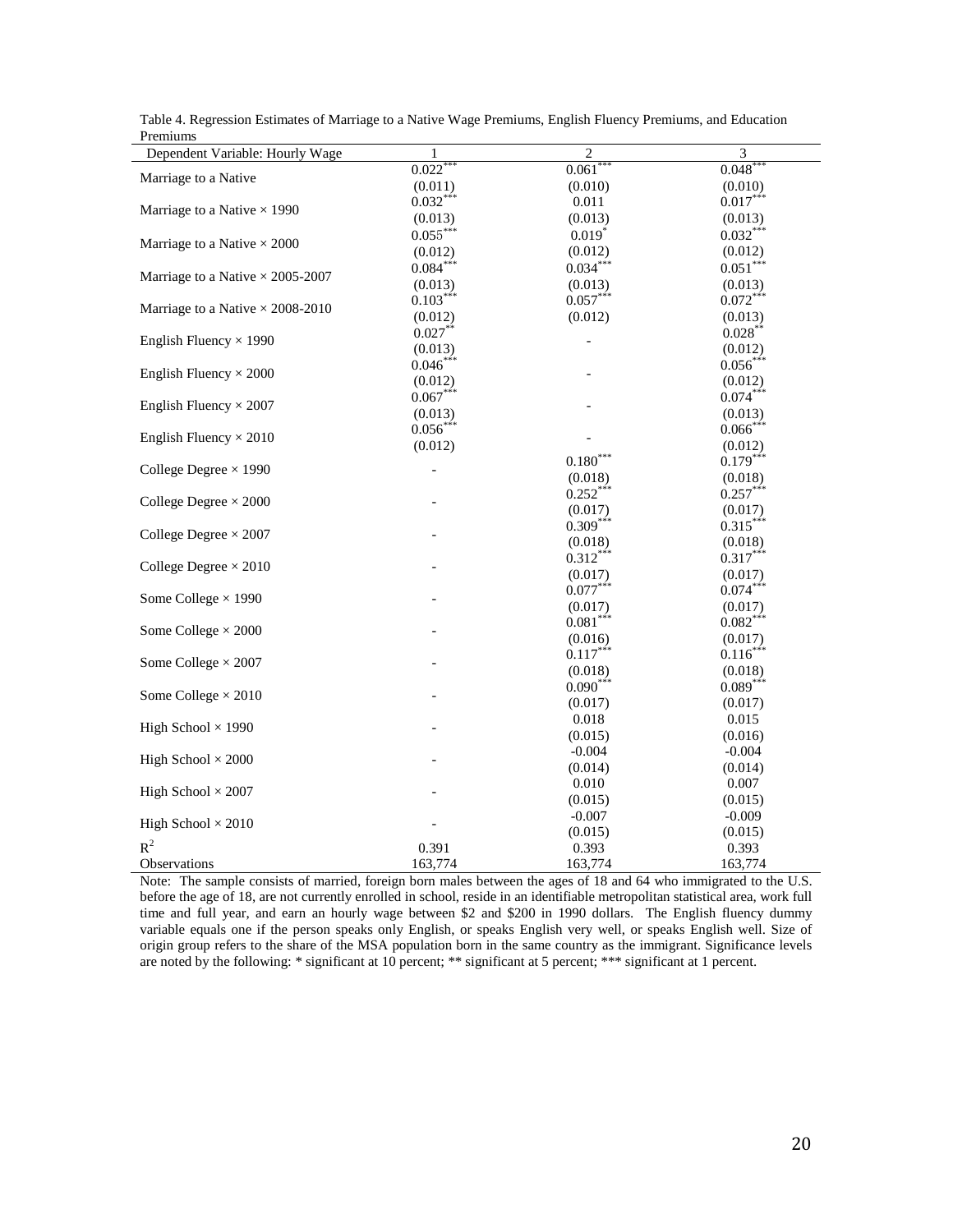Table 4. Regression Estimates of Marriage to a Native Wage Premiums, English Fluency Premiums, and Education Premiums

| Dependent Variable: Hourly Wage | 1 | 2 | 3 |
|---|---|---|---|
| Marriage to a Native | 0.022*** | 0.061*** | 0.048*** |
| | (0.011) | (0.010) | (0.010) |
| Marriage to a Native × 1990 | 0.032*** | 0.011 | 0.017*** |
| | (0.013) | (0.013) | (0.013) |
| Marriage to a Native × 2000 | 0.055*** | 0.019* | 0.032*** |
| | (0.012) | (0.012) | (0.012) |
| Marriage to a Native × 2005-2007 | 0.084*** | 0.034*** | 0.051*** |
| | (0.013) | (0.013) | (0.013) |
| Marriage to a Native × 2008-2010 | 0.103*** | 0.057*** | 0.072*** |
| | (0.012) | (0.012) | (0.013) |
| English Fluency × 1990 | 0.027** | - | 0.028** |
| | (0.013) | | (0.012) |
| English Fluency × 2000 | 0.046*** | - | 0.056*** |
| | (0.012) | | (0.012) |
| English Fluency × 2007 | 0.067*** | - | 0.074*** |
| | (0.013) | | (0.013) |
| English Fluency × 2010 | 0.056*** | - | 0.066*** |
| | (0.012) | | (0.012) |
| College Degree × 1990 | - | 0.180*** | 0.179*** |
| | | (0.018) | (0.018) |
| College Degree × 2000 | - | 0.252*** | 0.257*** |
| | | (0.017) | (0.017) |
| College Degree × 2007 | - | 0.309*** | 0.315*** |
| | | (0.018) | (0.018) |
| College Degree × 2010 | - | 0.312*** | 0.317*** |
| | | (0.017) | (0.017) |
| Some College × 1990 | - | 0.077*** | 0.074*** |
| | | (0.017) | (0.017) |
| Some College × 2000 | - | 0.081*** | 0.082*** |
| | | (0.016) | (0.017) |
| Some College × 2007 | - | 0.117*** | 0.116*** |
| | | (0.018) | (0.018) |
| Some College × 2010 | - | 0.090*** | 0.089*** |
| | | (0.017) | (0.017) |
| High School × 1990 | - | 0.018 | 0.015 |
| | | (0.015) | (0.016) |
| High School × 2000 | - | -0.004 | -0.004 |
| | | (0.014) | (0.014) |
| High School × 2007 | - | 0.010 | 0.007 |
| | | (0.015) | (0.015) |
| High School × 2010 | - | -0.007 | -0.009 |
| | | (0.015) | (0.015) |
| $R^2$ | 0.391 | 0.393 | 0.393 |
| Observations | 163,774 | 163,774 | 163,774 |

Note: The sample consists of married, foreign born males between the ages of 18 and 64 who immigrated to the U.S. before the age of 18, are not currently enrolled in school, reside in an identifiable metropolitan statistical area, work full time and full year, and earn an hourly wage between $2 and $200 in 1990 dollars. The English fluency dummy variable equals one if the person speaks only English, or speaks English very well, or speaks English well. Size of origin group refers to the share of the MSA population born in the same country as the immigrant. Significance levels are noted by the following: * significant at 10 percent; ** significant at 5 percent; *** significant at 1 percent.